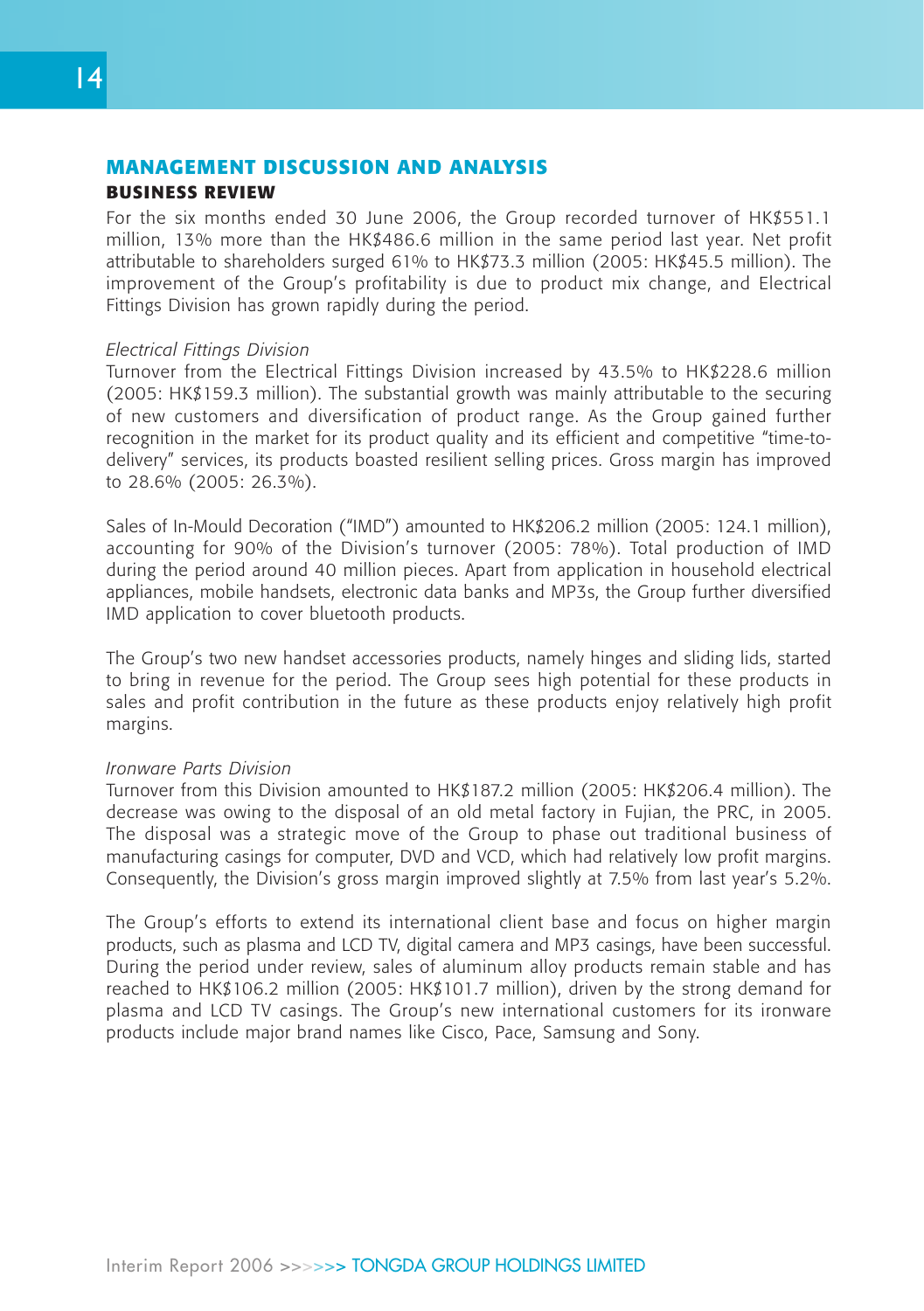## MANAGEMENT DISCUSSION AND ANALYSIS

### BUSINESS REVIEW

For the six months ended 30 June 2006, the Group recorded turnover of HK$551.1 million, 13% more than the HK$486.6 million in the same period last year. Net profit attributable to shareholders surged 61% to HK$73.3 million (2005: HK$45.5 million). The improvement of the Group's profitability is due to product mix change, and Electrical Fittings Division has grown rapidly during the period.

*Electrical Fittings Division*

Turnover from the Electrical Fittings Division increased by 43.5% to HK$228.6 million (2005: HK$159.3 million). The substantial growth was mainly attributable to the securing of new customers and diversification of product range. As the Group gained further recognition in the market for its product quality and its efficient and competitive "time-to-delivery" services, its products boasted resilient selling prices. Gross margin has improved to 28.6% (2005: 26.3%).

Sales of In-Mould Decoration ("IMD") amounted to HK$206.2 million (2005: 124.1 million), accounting for 90% of the Division's turnover (2005: 78%). Total production of IMD during the period around 40 million pieces. Apart from application in household electrical appliances, mobile handsets, electronic data banks and MP3s, the Group further diversified IMD application to cover bluetooth products.

The Group's two new handset accessories products, namely hinges and sliding lids, started to bring in revenue for the period. The Group sees high potential for these products in sales and profit contribution in the future as these products enjoy relatively high profit margins.

*Ironware Parts Division*

Turnover from this Division amounted to HK$187.2 million (2005: HK$206.4 million). The decrease was owing to the disposal of an old metal factory in Fujian, the PRC, in 2005. The disposal was a strategic move of the Group to phase out traditional business of manufacturing casings for computer, DVD and VCD, which had relatively low profit margins. Consequently, the Division's gross margin improved slightly at 7.5% from last year's 5.2%.

The Group's efforts to extend its international client base and focus on higher margin products, such as plasma and LCD TV, digital camera and MP3 casings, have been successful. During the period under review, sales of aluminum alloy products remain stable and has reached to HK$106.2 million (2005: HK$101.7 million), driven by the strong demand for plasma and LCD TV casings. The Group's new international customers for its ironware products include major brand names like Cisco, Pace, Samsung and Sony.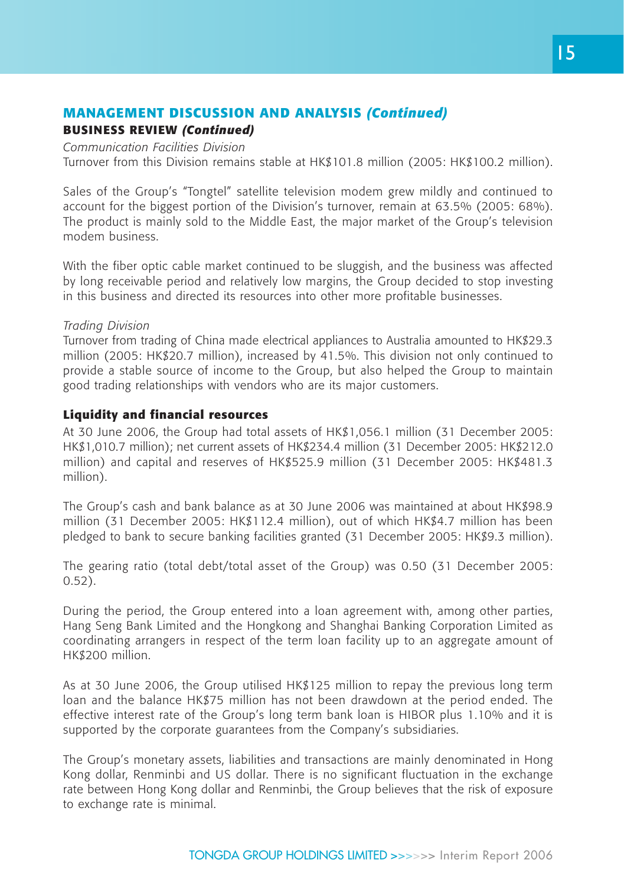## MANAGEMENT DISCUSSION AND ANALYSIS *(Continued)*

### BUSINESS REVIEW *(Continued)*

*Communication Facilities Division*

Turnover from this Division remains stable at HK$101.8 million (2005: HK$100.2 million).

Sales of the Group's "Tongtel" satellite television modem grew mildly and continued to account for the biggest portion of the Division's turnover, remain at 63.5% (2005: 68%). The product is mainly sold to the Middle East, the major market of the Group's television modem business.

With the fiber optic cable market continued to be sluggish, and the business was affected by long receivable period and relatively low margins, the Group decided to stop investing in this business and directed its resources into other more profitable businesses.

*Trading Division*

Turnover from trading of China made electrical appliances to Australia amounted to HK$29.3 million (2005: HK$20.7 million), increased by 41.5%. This division not only continued to provide a stable source of income to the Group, but also helped the Group to maintain good trading relationships with vendors who are its major customers.

### Liquidity and financial resources

At 30 June 2006, the Group had total assets of HK$1,056.1 million (31 December 2005: HK$1,010.7 million); net current assets of HK$234.4 million (31 December 2005: HK$212.0 million) and capital and reserves of HK$525.9 million (31 December 2005: HK$481.3 million).

The Group's cash and bank balance as at 30 June 2006 was maintained at about HK$98.9 million (31 December 2005: HK$112.4 million), out of which HK$4.7 million has been pledged to bank to secure banking facilities granted (31 December 2005: HK$9.3 million).

The gearing ratio (total debt/total asset of the Group) was 0.50 (31 December 2005: 0.52).

During the period, the Group entered into a loan agreement with, among other parties, Hang Seng Bank Limited and the Hongkong and Shanghai Banking Corporation Limited as coordinating arrangers in respect of the term loan facility up to an aggregate amount of HK$200 million.

As at 30 June 2006, the Group utilised HK$125 million to repay the previous long term loan and the balance HK$75 million has not been drawdown at the period ended. The effective interest rate of the Group's long term bank loan is HIBOR plus 1.10% and it is supported by the corporate guarantees from the Company's subsidiaries.

The Group's monetary assets, liabilities and transactions are mainly denominated in Hong Kong dollar, Renminbi and US dollar. There is no significant fluctuation in the exchange rate between Hong Kong dollar and Renminbi, the Group believes that the risk of exposure to exchange rate is minimal.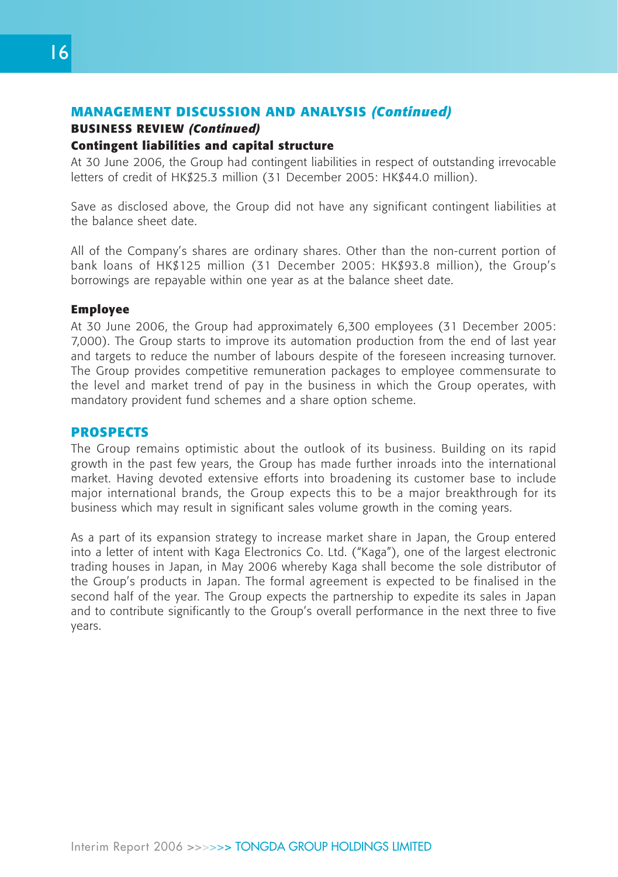## MANAGEMENT DISCUSSION AND ANALYSIS *(Continued)*

### BUSINESS REVIEW *(Continued)*

#### Contingent liabilities and capital structure

At 30 June 2006, the Group had contingent liabilities in respect of outstanding irrevocable letters of credit of HK$25.3 million (31 December 2005: HK$44.0 million).

Save as disclosed above, the Group did not have any significant contingent liabilities at the balance sheet date.

All of the Company's shares are ordinary shares. Other than the non-current portion of bank loans of HK$125 million (31 December 2005: HK$93.8 million), the Group's borrowings are repayable within one year as at the balance sheet date.

#### Employee

At 30 June 2006, the Group had approximately 6,300 employees (31 December 2005: 7,000). The Group starts to improve its automation production from the end of last year and targets to reduce the number of labours despite of the foreseen increasing turnover. The Group provides competitive remuneration packages to employee commensurate to the level and market trend of pay in the business in which the Group operates, with mandatory provident fund schemes and a share option scheme.

### PROSPECTS

The Group remains optimistic about the outlook of its business. Building on its rapid growth in the past few years, the Group has made further inroads into the international market. Having devoted extensive efforts into broadening its customer base to include major international brands, the Group expects this to be a major breakthrough for its business which may result in significant sales volume growth in the coming years.

As a part of its expansion strategy to increase market share in Japan, the Group entered into a letter of intent with Kaga Electronics Co. Ltd. ("Kaga"), one of the largest electronic trading houses in Japan, in May 2006 whereby Kaga shall become the sole distributor of the Group's products in Japan. The formal agreement is expected to be finalised in the second half of the year. The Group expects the partnership to expedite its sales in Japan and to contribute significantly to the Group's overall performance in the next three to five years.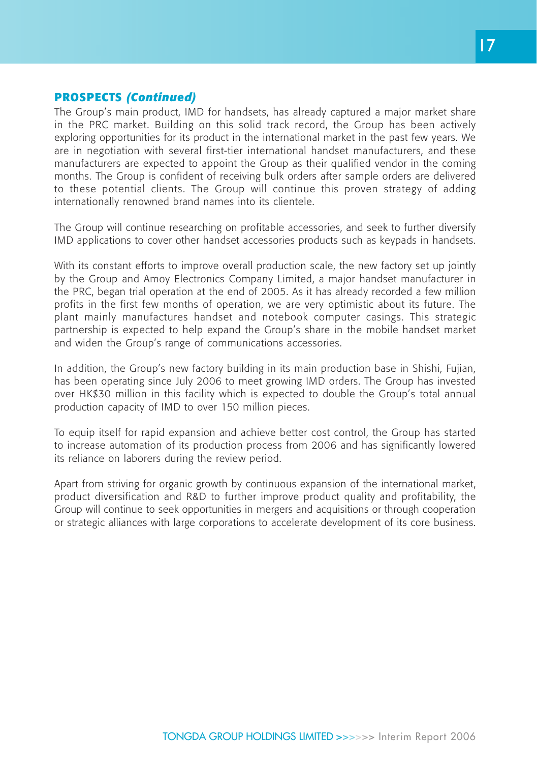## **PROSPECTS *(Continued)***

The Group's main product, IMD for handsets, has already captured a major market share in the PRC market. Building on this solid track record, the Group has been actively exploring opportunities for its product in the international market in the past few years. We are in negotiation with several first-tier international handset manufacturers, and these manufacturers are expected to appoint the Group as their qualified vendor in the coming months. The Group is confident of receiving bulk orders after sample orders are delivered to these potential clients. The Group will continue this proven strategy of adding internationally renowned brand names into its clientele.

The Group will continue researching on profitable accessories, and seek to further diversify IMD applications to cover other handset accessories products such as keypads in handsets.

With its constant efforts to improve overall production scale, the new factory set up jointly by the Group and Amoy Electronics Company Limited, a major handset manufacturer in the PRC, began trial operation at the end of 2005. As it has already recorded a few million profits in the first few months of operation, we are very optimistic about its future. The plant mainly manufactures handset and notebook computer casings. This strategic partnership is expected to help expand the Group's share in the mobile handset market and widen the Group's range of communications accessories.

In addition, the Group's new factory building in its main production base in Shishi, Fujian, has been operating since July 2006 to meet growing IMD orders. The Group has invested over HK$30 million in this facility which is expected to double the Group's total annual production capacity of IMD to over 150 million pieces.

To equip itself for rapid expansion and achieve better cost control, the Group has started to increase automation of its production process from 2006 and has significantly lowered its reliance on laborers during the review period.

Apart from striving for organic growth by continuous expansion of the international market, product diversification and R&D to further improve product quality and profitability, the Group will continue to seek opportunities in mergers and acquisitions or through cooperation or strategic alliances with large corporations to accelerate development of its core business.